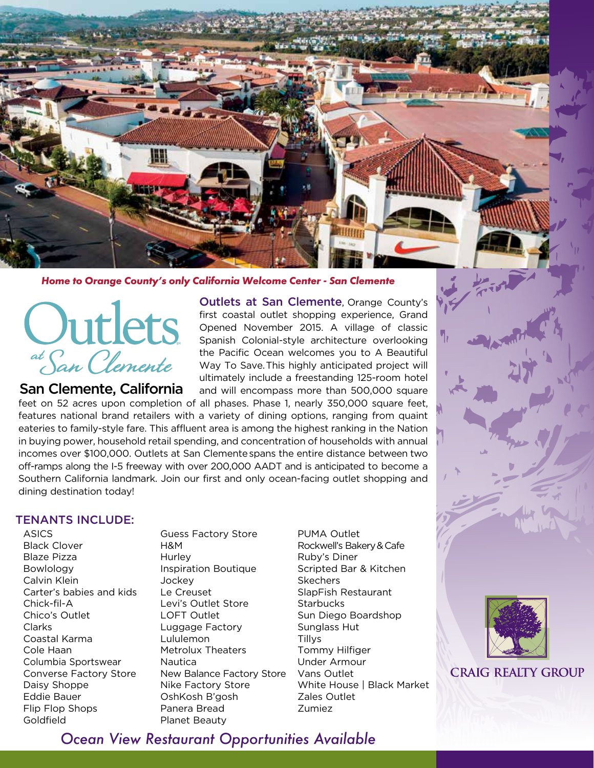*Home to Orange County's only California Welcome Center - San Clemente*

# Outlets at San Clemente

## San Clemente, California

**Outlets at San Clemente**, Orange County's first coastal outlet shopping experience, Grand Opened November 2015. A village of classic Spanish Colonial-style architecture overlooking the Pacific Ocean welcomes you to A Beautiful Way To Save. This highly anticipated project will ultimately include a freestanding 125-room hotel and will encompass more than 500,000 square feet on 52 acres upon completion of all phases. Phase 1, nearly 350,000 square feet, features national brand retailers with a variety of dining options, ranging from quaint eateries to family-style fare. This affluent area is among the highest ranking in the Nation in buying power, household retail spending, and concentration of households with annual incomes over $100,000. Outlets at San Clemente spans the entire distance between two off-ramps along the I-5 freeway with over 200,000 AADT and is anticipated to become a Southern California landmark. Join our first and only ocean-facing outlet shopping and dining destination today!

## TENANTS INCLUDE:

- ASICS
- Black Clover
- Blaze Pizza
- Bowlology
- Calvin Klein
- Carter's babies and kids
- Chick-fil-A
- Chico's Outlet
- Clarks
- Coastal Karma
- Cole Haan
- Columbia Sportswear
- Converse Factory Store
- Daisy Shoppe
- Eddie Bauer
- Flip Flop Shops
- Goldfield
- Guess Factory Store
- H&M
- Hurley
- Inspiration Boutique
- Jockey
- Le Creuset
- Levi's Outlet Store
- LOFT Outlet
- Luggage Factory
- Lululemon
- Metrolux Theaters
- Nautica
- New Balance Factory Store
- Nike Factory Store
- OshKosh B'gosh
- Panera Bread
- Planet Beauty
- PUMA Outlet
- Rockwell's Bakery & Cafe
- Ruby's Diner
- Scripted Bar & Kitchen
- Skechers
- SlapFish Restaurant
- Starbucks
- Sun Diego Boardshop
- Sunglass Hut
- Tillys
- Tommy Hilfiger
- Under Armour
- Vans Outlet
- White House | Black Market
- Zales Outlet
- Zumiez

*Ocean View Restaurant Opportunities Available*

CRAIG REALTY GROUP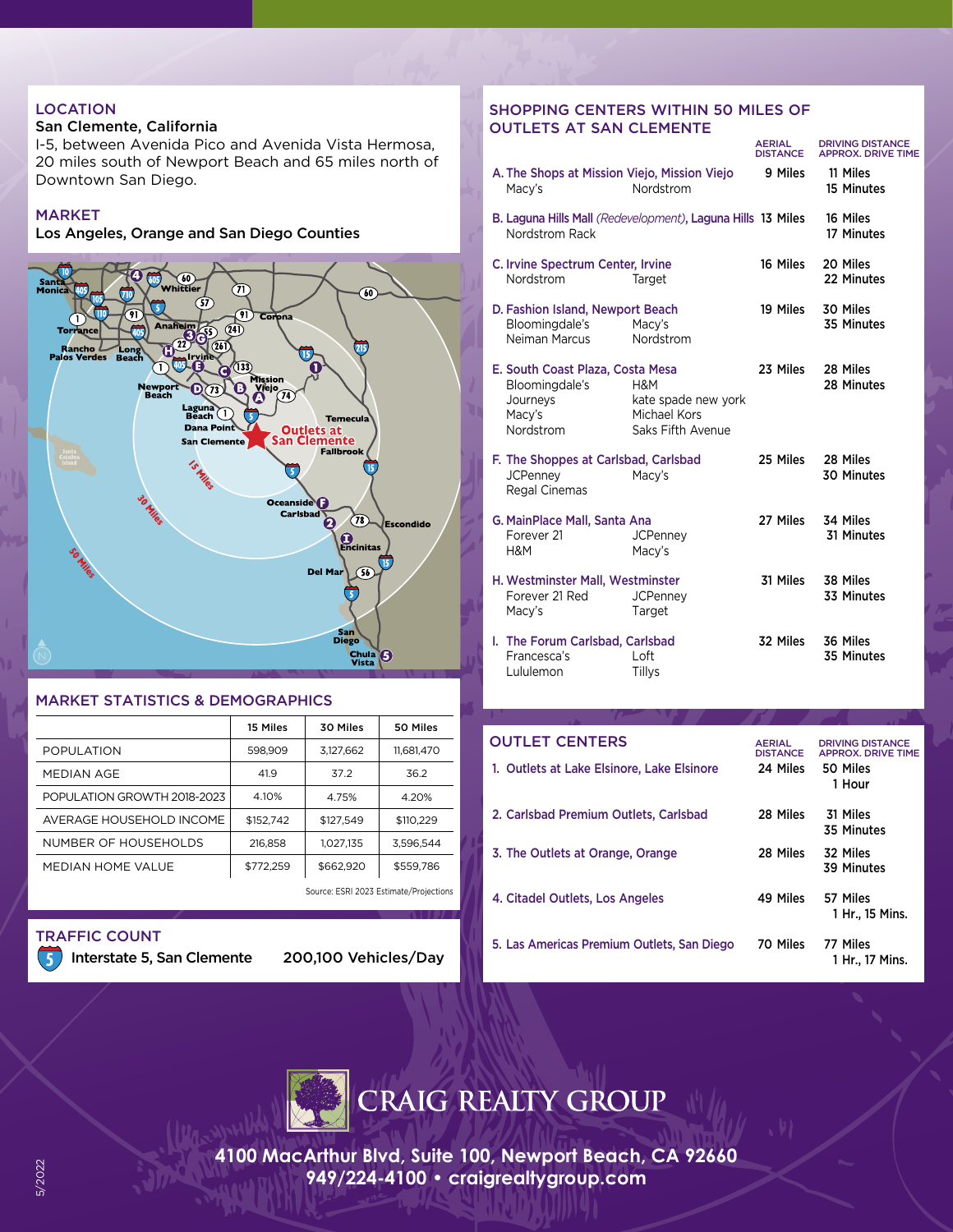## LOCATION

**San Clemente, California**

I-5, between Avenida Pico and Avenida Vista Hermosa, 20 miles south of Newport Beach and 65 miles north of Downtown San Diego.

## MARKET

**Los Angeles, Orange and San Diego Counties**

## MARKET STATISTICS & DEMOGRAPHICS

| | 15 Miles | 30 Miles | 50 Miles |
|---|---|---|---|
| POPULATION | 598,909 | 3,127,662 | 11,681,470 |
| MEDIAN AGE | 41.9 | 37.2 | 36.2 |
| POPULATION GROWTH 2018-2023 | 4.10% | 4.75% | 4.20% |
| AVERAGE HOUSEHOLD INCOME | $152,742 | $127,549 | $110,229 |
| NUMBER OF HOUSEHOLDS | 216,858 | 1,027,135 | 3,596,544 |
| MEDIAN HOME VALUE | $772,259 | $662,920 | $559,786 |

Source: ESRI 2023 Estimate/Projections

## TRAFFIC COUNT

5 Interstate 5, San Clemente — 200,100 Vehicles/Day

## SHOPPING CENTERS WITHIN 50 MILES OF OUTLETS AT SAN CLEMENTE

| | AERIAL DISTANCE | DRIVING DISTANCE APPROX. DRIVE TIME |
|---|---|---|
| **A. The Shops at Mission Viejo, Mission Viejo**<br>Macy's, Nordstrom | 9 Miles | 11 Miles<br>15 Minutes |
| **B. Laguna Hills Mall** *(Redevelopment)*, **Laguna Hills**<br>Nordstrom Rack | 13 Miles | 16 Miles<br>17 Minutes |
| **C. Irvine Spectrum Center, Irvine**<br>Nordstrom, Target | 16 Miles | 20 Miles<br>22 Minutes |
| **D. Fashion Island, Newport Beach**<br>Bloomingdale's, Macy's, Neiman Marcus, Nordstrom | 19 Miles | 30 Miles<br>35 Minutes |
| **E. South Coast Plaza, Costa Mesa**<br>Bloomingdale's, H&M, Journeys, kate spade new york, Macy's, Michael Kors, Nordstrom, Saks Fifth Avenue | 23 Miles | 28 Miles<br>28 Minutes |
| **F. The Shoppes at Carlsbad, Carlsbad**<br>JCPenney, Macy's, Regal Cinemas | 25 Miles | 28 Miles<br>30 Minutes |
| **G. MainPlace Mall, Santa Ana**<br>Forever 21, JCPenney, H&M, Macy's | 27 Miles | 34 Miles<br>31 Minutes |
| **H. Westminster Mall, Westminster**<br>Forever 21 Red, JCPenney, Macy's, Target | 31 Miles | 38 Miles<br>33 Minutes |
| **I. The Forum Carlsbad, Carlsbad**<br>Francesca's, Loft, Lululemon, Tillys | 32 Miles | 36 Miles<br>35 Minutes |

## OUTLET CENTERS

| | AERIAL DISTANCE | DRIVING DISTANCE APPROX. DRIVE TIME |
|---|---|---|
| 1. Outlets at Lake Elsinore, Lake Elsinore | 24 Miles | 50 Miles<br>1 Hour |
| 2. Carlsbad Premium Outlets, Carlsbad | 28 Miles | 31 Miles<br>35 Minutes |
| 3. The Outlets at Orange, Orange | 28 Miles | 32 Miles<br>39 Minutes |
| 4. Citadel Outlets, Los Angeles | 49 Miles | 57 Miles<br>1 Hr., 15 Mins. |
| 5. Las Americas Premium Outlets, San Diego | 70 Miles | 77 Miles<br>1 Hr., 17 Mins. |

**CRAIG REALTY GROUP**

**4100 MacArthur Blvd, Suite 100, Newport Beach, CA 92660**
**949/224-4100 • craigrealtygroup.com**

5/2022